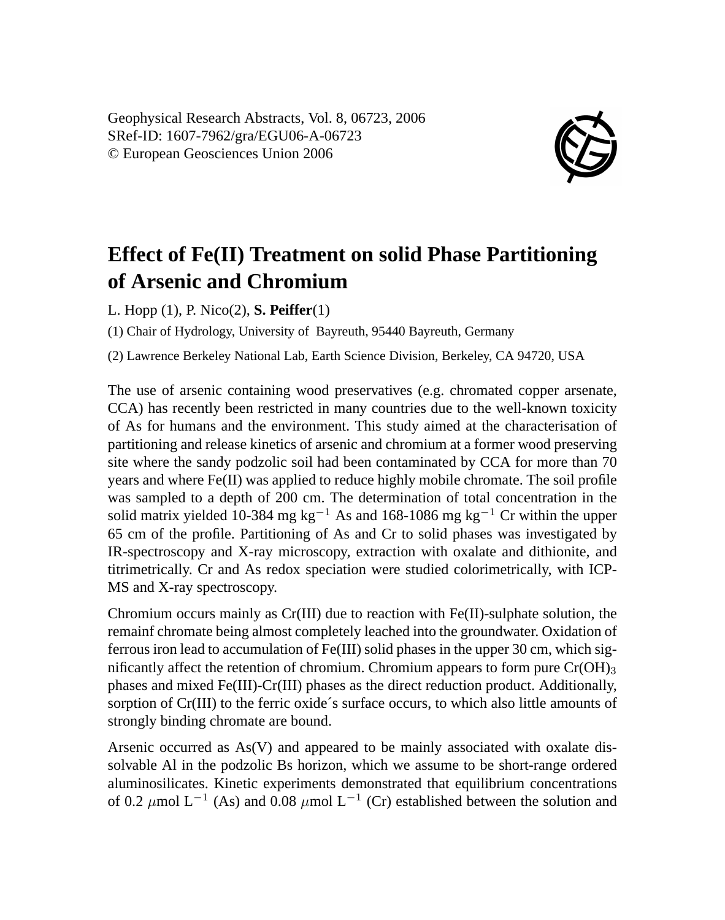Geophysical Research Abstracts, Vol. 8, 06723, 2006
SRef-ID: 1607-7962/gra/EGU06-A-06723
© European Geosciences Union 2006

# Effect of Fe(II) Treatment on solid Phase Partitioning of Arsenic and Chromium

L. Hopp (1), P. Nico(2), **S. Peiffer**(1)

(1) Chair of Hydrology, University of Bayreuth, 95440 Bayreuth, Germany

(2) Lawrence Berkeley National Lab, Earth Science Division, Berkeley, CA 94720, USA

The use of arsenic containing wood preservatives (e.g. chromated copper arsenate, CCA) has recently been restricted in many countries due to the well-known toxicity of As for humans and the environment. This study aimed at the characterisation of partitioning and release kinetics of arsenic and chromium at a former wood preserving site where the sandy podzolic soil had been contaminated by CCA for more than 70 years and where Fe(II) was applied to reduce highly mobile chromate. The soil profile was sampled to a depth of 200 cm. The determination of total concentration in the solid matrix yielded 10-384 mg $kg^{-1}$ As and 168-1086 mg $kg^{-1}$ Cr within the upper 65 cm of the profile. Partitioning of As and Cr to solid phases was investigated by IR-spectroscopy and X-ray microscopy, extraction with oxalate and dithionite, and titrimetrically. Cr and As redox speciation were studied colorimetrically, with ICP-MS and X-ray spectroscopy.

Chromium occurs mainly as Cr(III) due to reaction with Fe(II)-sulphate solution, the remainf chromate being almost completely leached into the groundwater. Oxidation of ferrous iron lead to accumulation of Fe(III) solid phases in the upper 30 cm, which significantly affect the retention of chromium. Chromium appears to form pure $Cr(OH)_3$ phases and mixed Fe(III)-Cr(III) phases as the direct reduction product. Additionally, sorption of Cr(III) to the ferric oxide´s surface occurs, to which also little amounts of strongly binding chromate are bound.

Arsenic occurred as As(V) and appeared to be mainly associated with oxalate dissolvable Al in the podzolic Bs horizon, which we assume to be short-range ordered aluminosilicates. Kinetic experiments demonstrated that equilibrium concentrations of 0.2 $\mu$mol $L^{-1}$ (As) and 0.08 $\mu$mol $L^{-1}$ (Cr) established between the solution and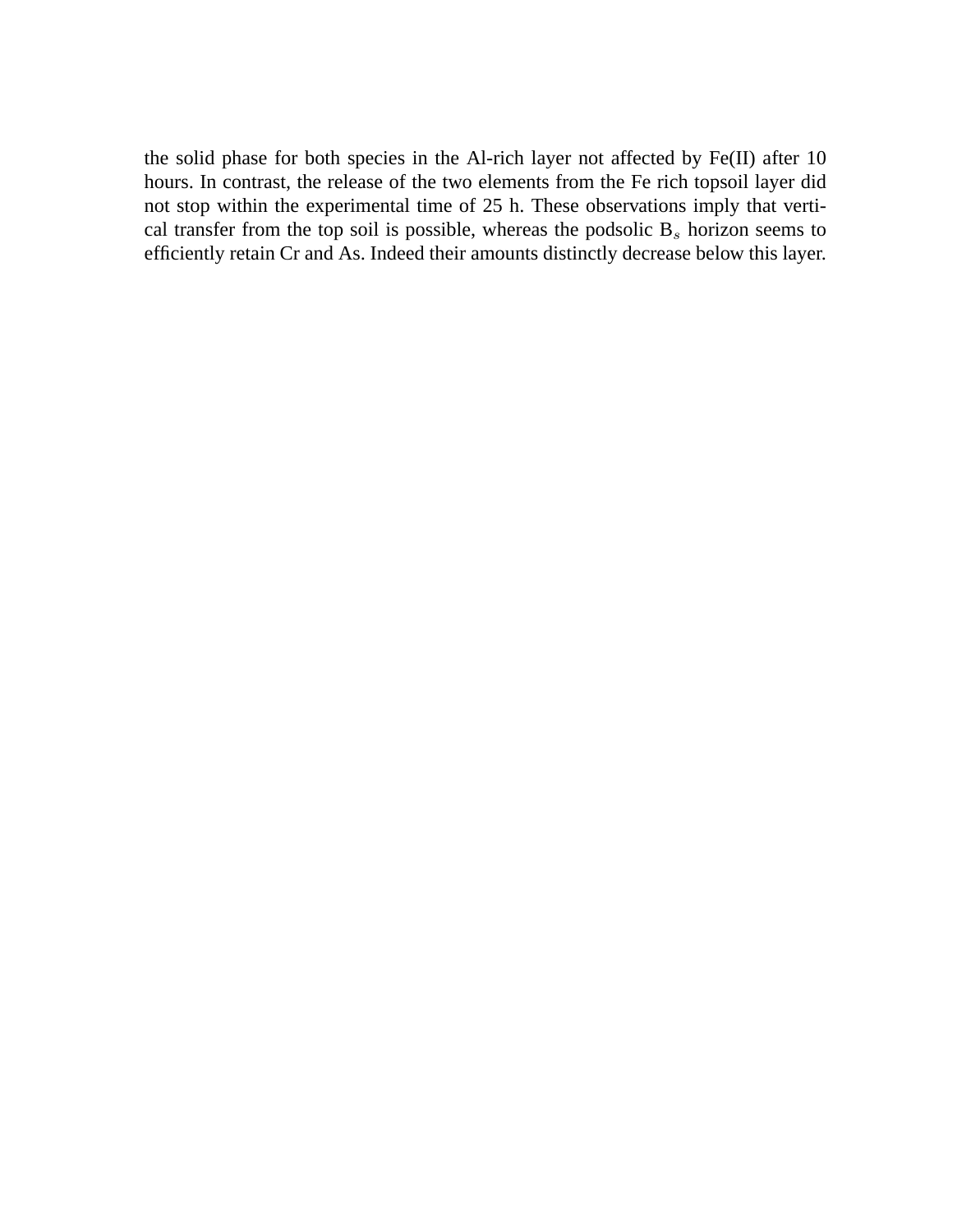the solid phase for both species in the Al-rich layer not affected by Fe(II) after 10 hours. In contrast, the release of the two elements from the Fe rich topsoil layer did not stop within the experimental time of 25 h. These observations imply that vertical transfer from the top soil is possible, whereas the podsolic $B_s$ horizon seems to efficiently retain Cr and As. Indeed their amounts distinctly decrease below this layer.